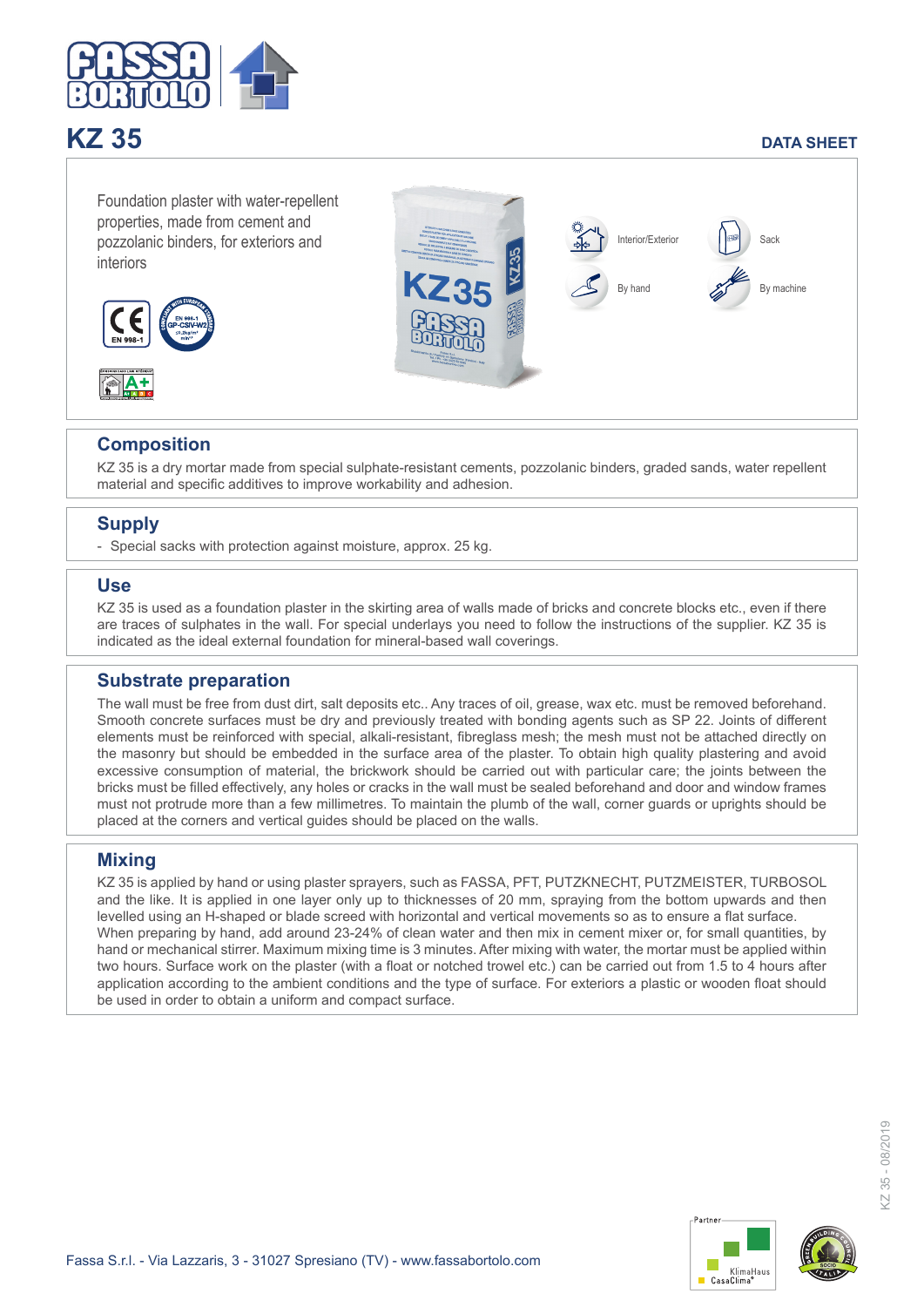# KZ 35

DATA SHEET

Foundation plaster with water-repellent properties, made from cement and pozzolanic binders, for exteriors and interiors

Interior/Exterior

Sack

By hand

By machine

## Composition

KZ 35 is a dry mortar made from special sulphate-resistant cements, pozzolanic binders, graded sands, water repellent material and specific additives to improve workability and adhesion.

## Supply

- Special sacks with protection against moisture, approx. 25 kg.

## Use

KZ 35 is used as a foundation plaster in the skirting area of walls made of bricks and concrete blocks etc., even if there are traces of sulphates in the wall. For special underlays you need to follow the instructions of the supplier. KZ 35 is indicated as the ideal external foundation for mineral-based wall coverings.

## Substrate preparation

The wall must be free from dust dirt, salt deposits etc.. Any traces of oil, grease, wax etc. must be removed beforehand. Smooth concrete surfaces must be dry and previously treated with bonding agents such as SP 22. Joints of different elements must be reinforced with special, alkali-resistant, fibreglass mesh; the mesh must not be attached directly on the masonry but should be embedded in the surface area of the plaster. To obtain high quality plastering and avoid excessive consumption of material, the brickwork should be carried out with particular care; the joints between the bricks must be filled effectively, any holes or cracks in the wall must be sealed beforehand and door and window frames must not protrude more than a few millimetres. To maintain the plumb of the wall, corner guards or uprights should be placed at the corners and vertical guides should be placed on the walls.

## Mixing

KZ 35 is applied by hand or using plaster sprayers, such as FASSA, PFT, PUTZKNECHT, PUTZMEISTER, TURBOSOL and the like. It is applied in one layer only up to thicknesses of 20 mm, spraying from the bottom upwards and then levelled using an H-shaped or blade screed with horizontal and vertical movements so as to ensure a flat surface. When preparing by hand, add around 23-24% of clean water and then mix in cement mixer or, for small quantities, by hand or mechanical stirrer. Maximum mixing time is 3 minutes. After mixing with water, the mortar must be applied within two hours. Surface work on the plaster (with a float or notched trowel etc.) can be carried out from 1.5 to 4 hours after application according to the ambient conditions and the type of surface. For exteriors a plastic or wooden float should be used in order to obtain a uniform and compact surface.

KZ 35 - 08/2019

Fassa S.r.l. - Via Lazzaris, 3 - 31027 Spresiano (TV) - www.fassabortolo.com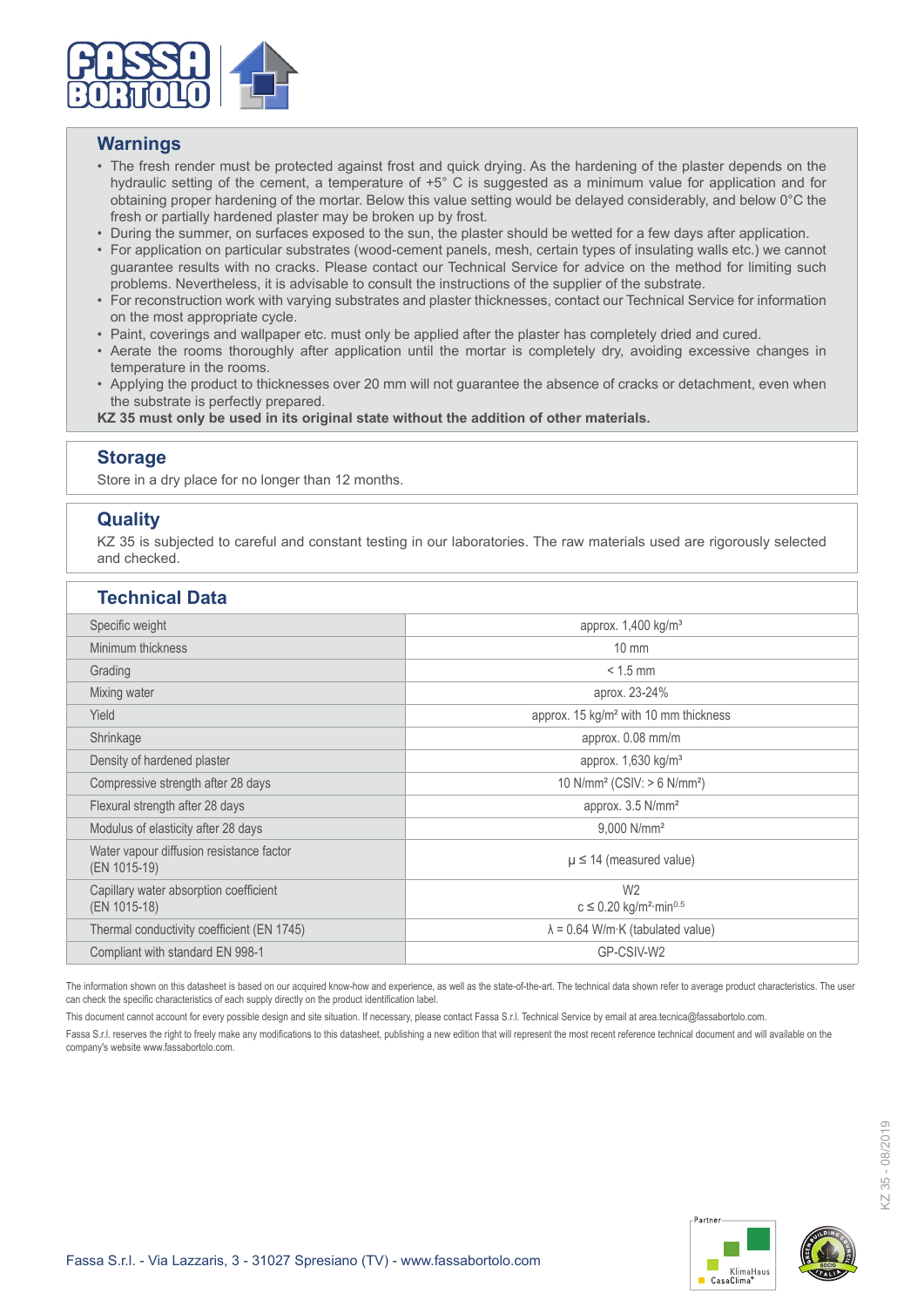## Warnings

- The fresh render must be protected against frost and quick drying. As the hardening of the plaster depends on the hydraulic setting of the cement, a temperature of +5° C is suggested as a minimum value for application and for obtaining proper hardening of the mortar. Below this value setting would be delayed considerably, and below 0°C the fresh or partially hardened plaster may be broken up by frost.
- During the summer, on surfaces exposed to the sun, the plaster should be wetted for a few days after application.
- For application on particular substrates (wood-cement panels, mesh, certain types of insulating walls etc.) we cannot guarantee results with no cracks. Please contact our Technical Service for advice on the method for limiting such problems. Nevertheless, it is advisable to consult the instructions of the supplier of the substrate.
- For reconstruction work with varying substrates and plaster thicknesses, contact our Technical Service for information on the most appropriate cycle.
- Paint, coverings and wallpaper etc. must only be applied after the plaster has completely dried and cured.
- Aerate the rooms thoroughly after application until the mortar is completely dry, avoiding excessive changes in temperature in the rooms.
- Applying the product to thicknesses over 20 mm will not guarantee the absence of cracks or detachment, even when the substrate is perfectly prepared.

**KZ 35 must only be used in its original state without the addition of other materials.**

## Storage

Store in a dry place for no longer than 12 months.

## Quality

KZ 35 is subjected to careful and constant testing in our laboratories. The raw materials used are rigorously selected and checked.

## Technical Data

| | |
|---|---|
| Specific weight | approx. 1,400 kg/m³ |
| Minimum thickness | 10 mm |
| Grading | < 1.5 mm |
| Mixing water | aprox. 23-24% |
| Yield | approx. 15 kg/m² with 10 mm thickness |
| Shrinkage | approx. 0.08 mm/m |
| Density of hardened plaster | approx. 1,630 kg/m³ |
| Compressive strength after 28 days | 10 N/mm² (CSIV: > 6 N/mm²) |
| Flexural strength after 28 days | approx. 3.5 N/mm² |
| Modulus of elasticity after 28 days | 9,000 N/mm² |
| Water vapour diffusion resistance factor (EN 1015-19) | $\mu \leq 14$ (measured value) |
| Capillary water absorption coefficient (EN 1015-18) | W2<br>$c \leq 0.20$ kg/m²·min$^{0.5}$ |
| Thermal conductivity coefficient (EN 1745) | $\lambda = 0.64$ W/m·K (tabulated value) |
| Compliant with standard EN 998-1 | GP-CSIV-W2 |

The information shown on this datasheet is based on our acquired know-how and experience, as well as the state-of-the-art. The technical data shown refer to average product characteristics. The user can check the specific characteristics of each supply directly on the product identification label.

This document cannot account for every possible design and site situation. If necessary, please contact Fassa S.r.l. Technical Service by email at area.tecnica@fassabortolo.com.

Fassa S.r.l. reserves the right to freely make any modifications to this datasheet, publishing a new edition that will represent the most recent reference technical document and will available on the company's website www.fassabortolo.com.

KZ 35 - 08/2019

Fassa S.r.l. - Via Lazzaris, 3 - 31027 Spresiano (TV) - www.fassabortolo.com